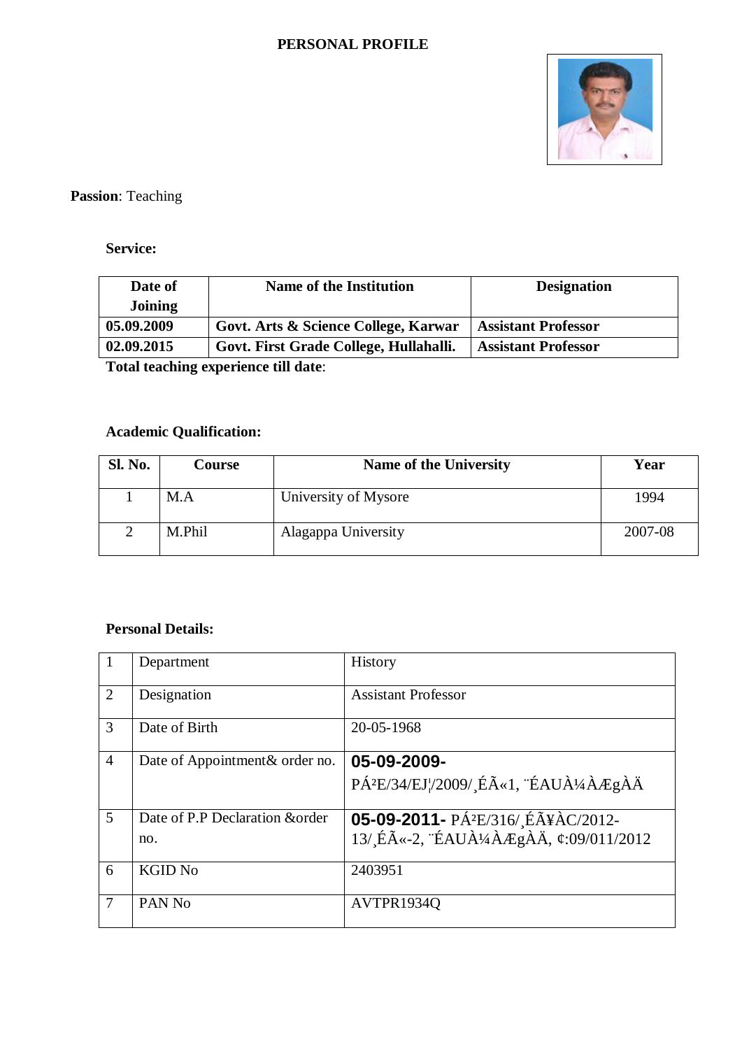# PERSONAL PROFILE

**Passion**: Teaching

**Service:**

| Date of Joining | Name of the Institution | Designation |
|---|---|---|
| **05.09.2009** | **Govt. Arts & Science College, Karwar** | **Assistant Professor** |
| **02.09.2015** | **Govt. First Grade College, Hullahalli.** | **Assistant Professor** |

**Total teaching experience till date**:

**Academic Qualification:**

| Sl. No. | Course | Name of the University | Year |
|---|---|---|---|
| 1 | M.A | University of Mysore | 1994 |
| 2 | M.Phil | Alagappa University | 2007-08 |

**Personal Details:**

| | | |
|---|---|---|
| 1 | Department | History |
| 2 | Designation | Assistant Professor |
| 3 | Date of Birth | 20-05-1968 |
| 4 | Date of Appointment& order no. | **05-09-2009-** PÁ²E/34/EJ¦/2009/¸ÉÃ«1, ¨ÉAUÀ¼ÀÆgÀÄ |
| 5 | Date of P.P Declaration &order no. | **05-09-2011-** PÁ²E/316/¸ÉÃ¥ÀC/2012-13/¸ÉÃ«-2, ¨ÉAUÀ¼ÀÆgÀÄ, ¢:09/011/2012 |
| 6 | KGID No | 2403951 |
| 7 | PAN No | AVTPR1934Q |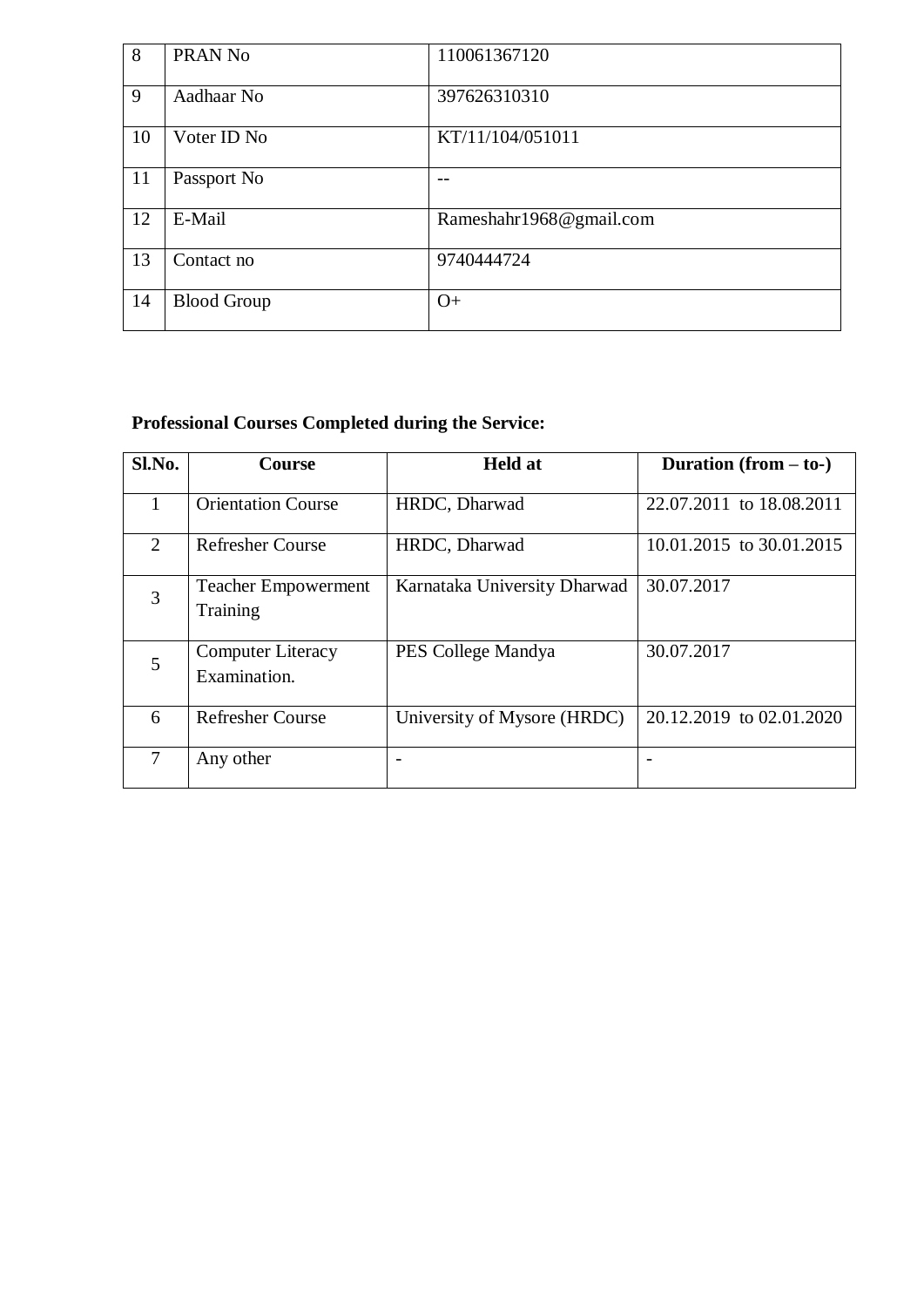| 8 | PRAN No | 110061367120 |
|---|---|---|
| 9 | Aadhaar No | 397626310310 |
| 10 | Voter ID No | KT/11/104/051011 |
| 11 | Passport No | -- |
| 12 | E-Mail | Rameshahr1968@gmail.com |
| 13 | Contact no | 9740444724 |
| 14 | Blood Group | O+ |

**Professional Courses Completed during the Service:**

| Sl.No. | Course | Held at | Duration (from – to-) |
|---|---|---|---|
| 1 | Orientation Course | HRDC, Dharwad | 22.07.2011 to 18.08.2011 |
| 2 | Refresher Course | HRDC, Dharwad | 10.01.2015 to 30.01.2015 |
| 3 | Teacher Empowerment Training | Karnataka University Dharwad | 30.07.2017 |
| 5 | Computer Literacy Examination. | PES College Mandya | 30.07.2017 |
| 6 | Refresher Course | University of Mysore (HRDC) | 20.12.2019 to 02.01.2020 |
| 7 | Any other | - | - |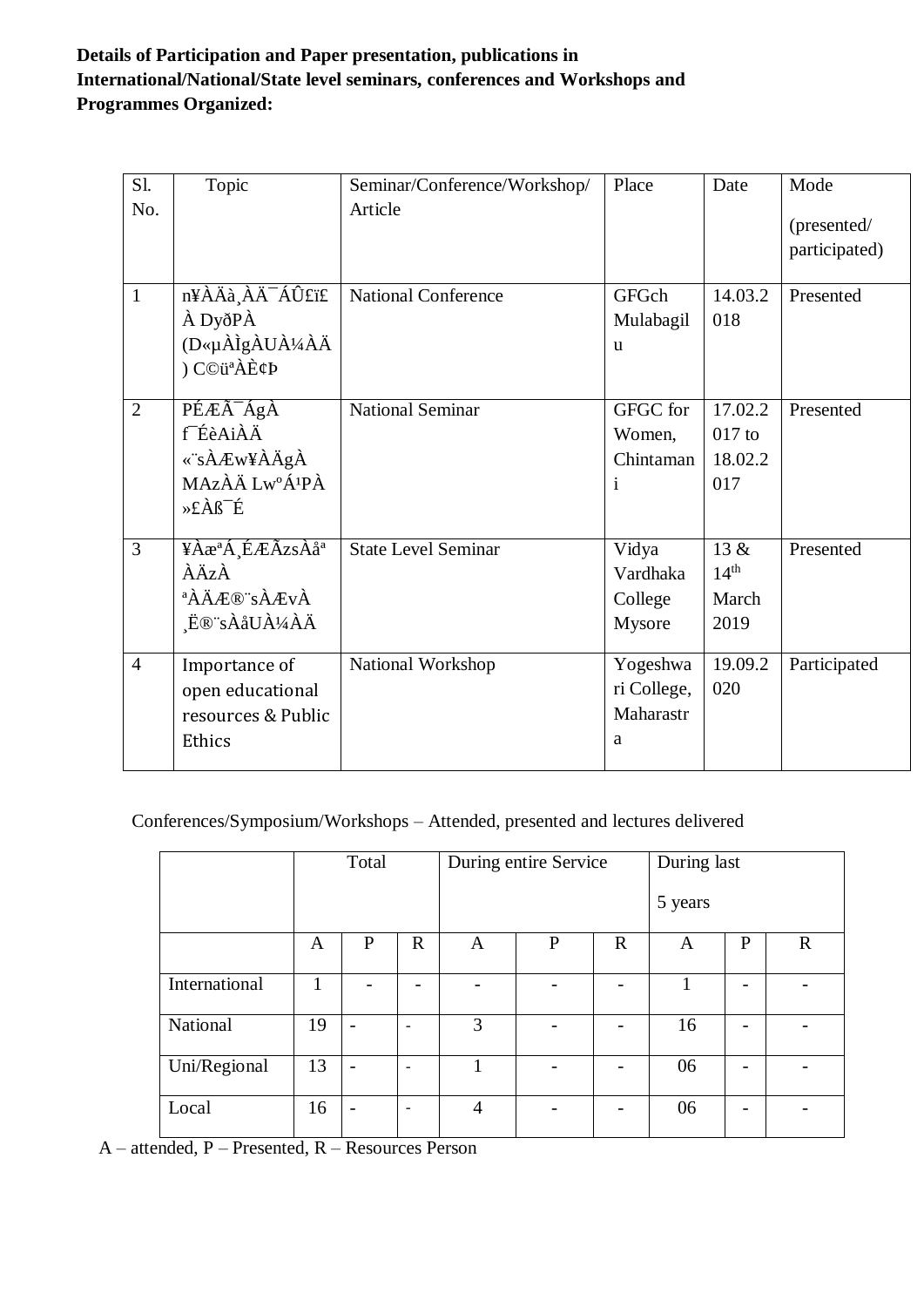**Details of Participation and Paper presentation, publications in International/National/State level seminars, conferences and Workshops and Programmes Organized:**

| Sl. No. | Topic | Seminar/Conference/Workshop/ Article | Place | Date | Mode (presented/ participated) |
|---|---|---|---|---|---|
| 1 | n¥ÀÄà¸ÀÄ¯ÁÛ£ï£À DyðPÀ (D«µÀÌgÀUÀ¼ÀÄ) C©üªÀÈ¢Þ | National Conference | GFGch Mulabagilu | 14.03.2018 | Presented |
| 2 | PÉÆÃ¯ÁgÀ f¯ÉèAiÀÄ «¨sÀÆw¥ÀÄgÀ MAzÀÄ Lw°Á¹PÀ »£Àß¯É | National Seminar | GFGC for Women, Chintamani | 17.02.2017 to 18.02.2017 | Presented |
| 3 | ¥Àæªá¸ÉÆÃzsÀåª ÀÄzÀ ªÀÄÆ®¨sÀÆvÀ ¸Ë®¨sÀåUÀ¼ÀÄ | State Level Seminar | Vidya Vardhaka College Mysore | 13 & 14th March 2019 | Presented |
| 4 | Importance of open educational resources & Public Ethics | National Workshop | Yogeshwari College, Maharastra | 19.09.2020 | Participated |

Conferences/Symposium/Workshops – Attended, presented and lectures delivered

| | Total | | | During entire Service | | | During last 5 years | | |
|---|---|---|---|---|---|---|---|---|---|
| | A | P | R | A | P | R | A | P | R |
| International | 1 | - | - | - | - | - | 1 | - | - |
| National | 19 | - | - | 3 | - | - | 16 | - | - |
| Uni/Regional | 13 | - | - | 1 | - | - | 06 | - | - |
| Local | 16 | - | - | 4 | - | - | 06 | - | - |

A – attended, P – Presented, R – Resources Person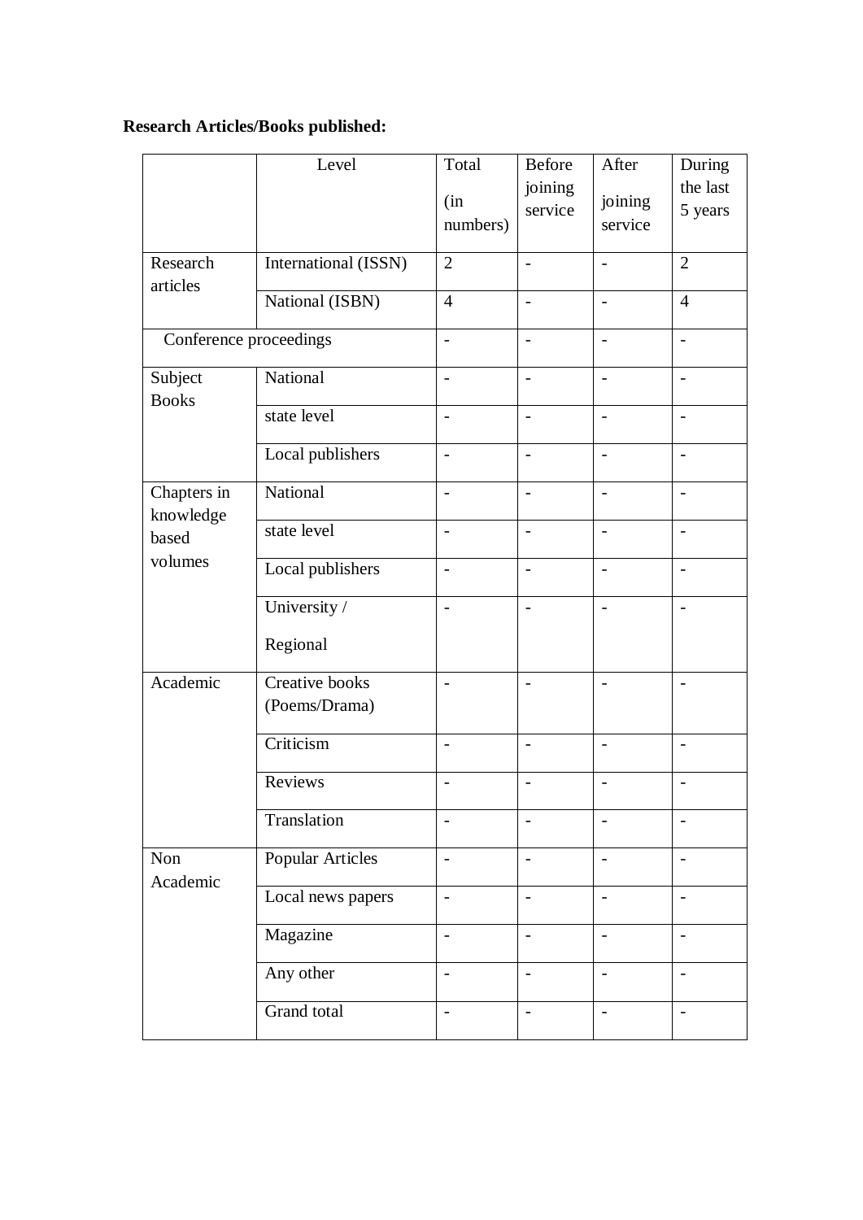**Research Articles/Books published:**

| | Level | Total (in numbers) | Before joining service | After joining service | During the last 5 years |
|---|---|---|---|---|---|
| Research articles | International (ISSN) | 2 | - | - | 2 |
| | National (ISBN) | 4 | - | - | 4 |
| Conference proceedings | | - | - | - | - |
| Subject Books | National | - | - | - | - |
| | state level | - | - | - | - |
| | Local publishers | - | - | - | - |
| Chapters in knowledge based volumes | National | - | - | - | - |
| | state level | - | - | - | - |
| | Local publishers | - | - | - | - |
| | University / Regional | - | - | - | - |
| Academic | Creative books (Poems/Drama) | - | - | - | - |
| | Criticism | - | - | - | - |
| | Reviews | - | - | - | - |
| | Translation | - | - | - | - |
| Non Academic | Popular Articles | - | - | - | - |
| | Local news papers | - | - | - | - |
| | Magazine | - | - | - | - |
| | Any other | - | - | - | - |
| | Grand total | - | - | - | - |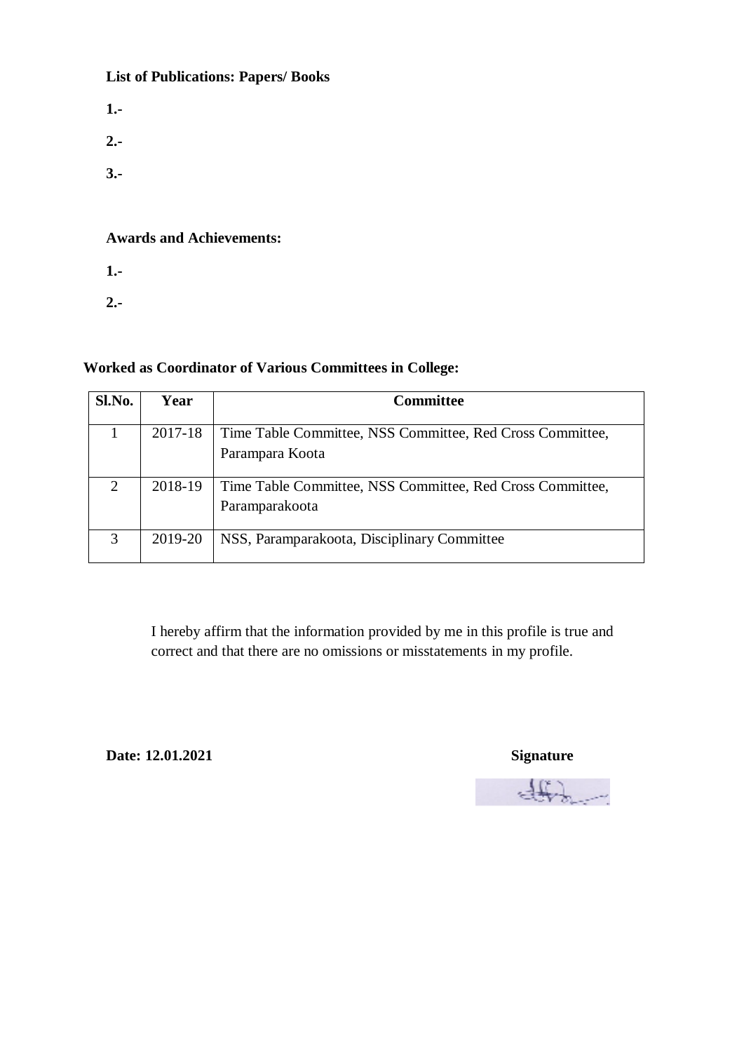**List of Publications: Papers/ Books**

**1.-**

**2.-**

**3.-**

**Awards and Achievements:**

**1.-**

**2.-**

**Worked as Coordinator of Various Committees in College:**

| Sl.No. | Year | Committee |
|---|---|---|
| 1 | 2017-18 | Time Table Committee, NSS Committee, Red Cross Committee, Parampara Koota |
| 2 | 2018-19 | Time Table Committee, NSS Committee, Red Cross Committee, Paramparakoota |
| 3 | 2019-20 | NSS, Paramparakoota, Disciplinary Committee |

I hereby affirm that the information provided by me in this profile is true and correct and that there are no omissions or misstatements in my profile.

**Date: 12.01.2021** **Signature**